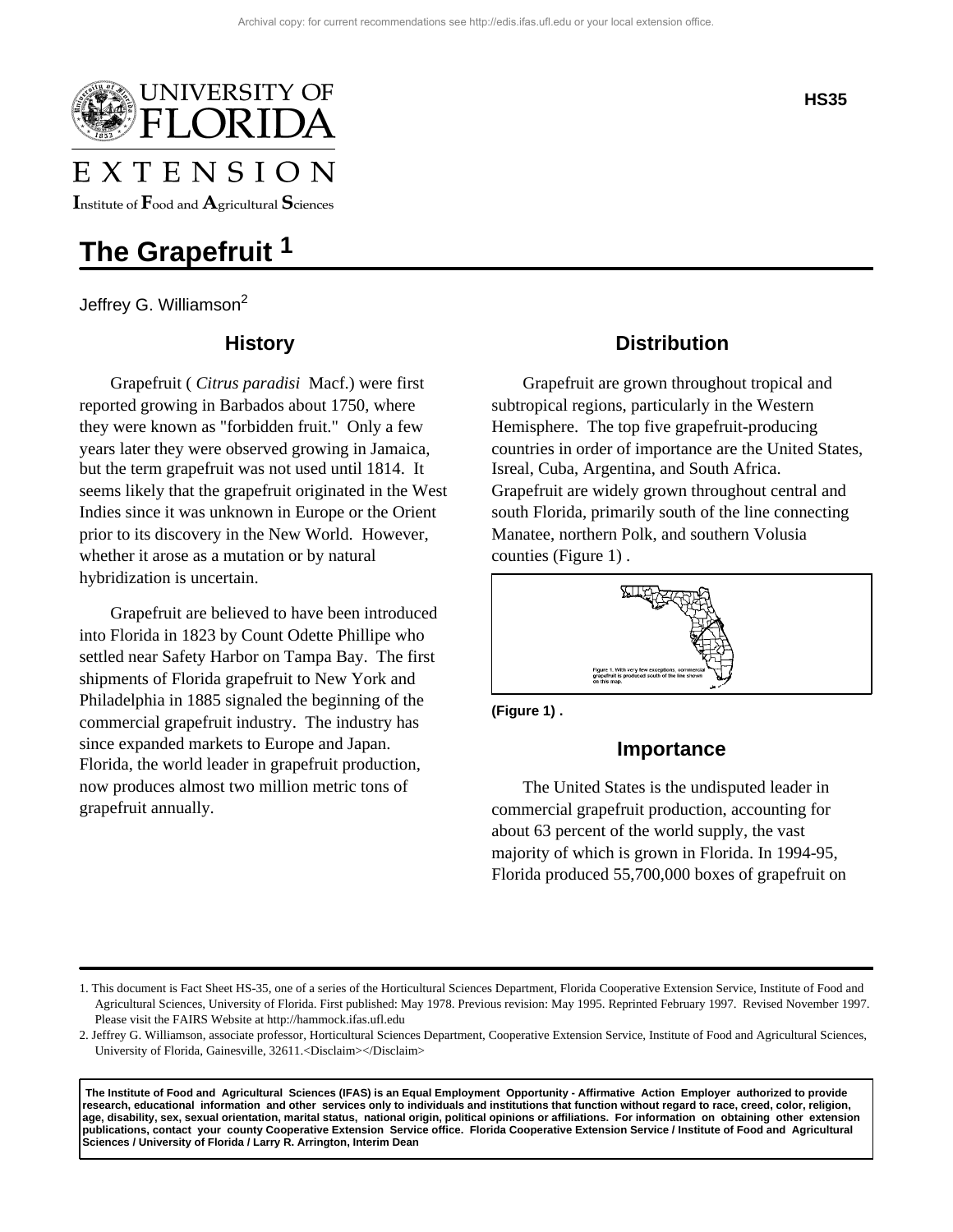Archival copy: for current recommendations see http://edis.ifas.ufl.edu or your local extension office.

UNIVERSITY OF FLORIDA

EXTENSION

Institute of Food and Agricultural Sciences

HS35

# The Grapefruit [1]

Jeffrey G. Williamson[2]

## History

Grapefruit ( *Citrus paradisi* Macf.) were first reported growing in Barbados about 1750, where they were known as "forbidden fruit." Only a few years later they were observed growing in Jamaica, but the term grapefruit was not used until 1814. It seems likely that the grapefruit originated in the West Indies since it was unknown in Europe or the Orient prior to its discovery in the New World. However, whether it arose as a mutation or by natural hybridization is uncertain.

Grapefruit are believed to have been introduced into Florida in 1823 by Count Odette Phillipe who settled near Safety Harbor on Tampa Bay. The first shipments of Florida grapefruit to New York and Philadelphia in 1885 signaled the beginning of the commercial grapefruit industry. The industry has since expanded markets to Europe and Japan. Florida, the world leader in grapefruit production, now produces almost two million metric tons of grapefruit annually.

## Distribution

Grapefruit are grown throughout tropical and subtropical regions, particularly in the Western Hemisphere. The top five grapefruit-producing countries in order of importance are the United States, Isreal, Cuba, Argentina, and South Africa. Grapefruit are widely grown throughout central and south Florida, primarily south of the line connecting Manatee, northern Polk, and southern Volusia counties (Figure 1) .

Figure 1. With very few exceptions, commercial grapefruit is produced south of the line shown on this map.

**(Figure 1) .**

## Importance

The United States is the undisputed leader in commercial grapefruit production, accounting for about 63 percent of the world supply, the vast majority of which is grown in Florida. In 1994-95, Florida produced 55,700,000 boxes of grapefruit on

---

1. This document is Fact Sheet HS-35, one of a series of the Horticultural Sciences Department, Florida Cooperative Extension Service, Institute of Food and Agricultural Sciences, University of Florida. First published: May 1978. Previous revision: May 1995. Reprinted February 1997. Revised November 1997. Please visit the FAIRS Website at http://hammock.ifas.ufl.edu

2. Jeffrey G. Williamson, associate professor, Horticultural Sciences Department, Cooperative Extension Service, Institute of Food and Agricultural Sciences, University of Florida, Gainesville, 32611.<Disclaim></Disclaim>

**The Institute of Food and Agricultural Sciences (IFAS) is an Equal Employment Opportunity - Affirmative Action Employer authorized to provide research, educational information and other services only to individuals and institutions that function without regard to race, creed, color, religion, age, disability, sex, sexual orientation, marital status, national origin, political opinions or affiliations. For information on obtaining other extension publications, contact your county Cooperative Extension Service office. Florida Cooperative Extension Service / Institute of Food and Agricultural Sciences / University of Florida / Larry R. Arrington, Interim Dean**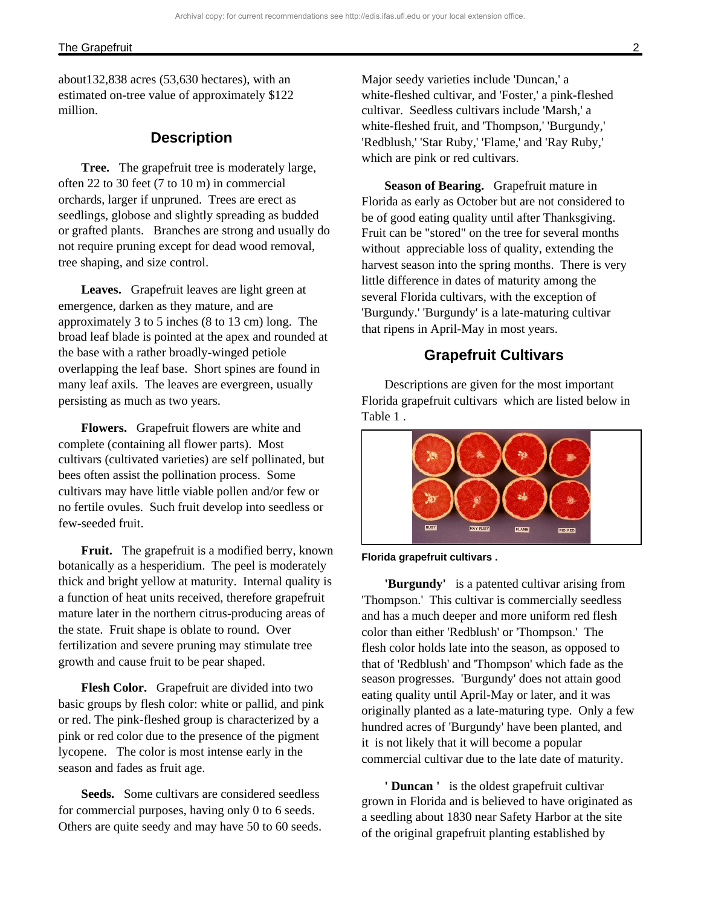about132,838 acres (53,630 hectares), with an estimated on-tree value of approximately $122 million.

## Description

**Tree.** The grapefruit tree is moderately large, often 22 to 30 feet (7 to 10 m) in commercial orchards, larger if unpruned. Trees are erect as seedlings, globose and slightly spreading as budded or grafted plants. Branches are strong and usually do not require pruning except for dead wood removal, tree shaping, and size control.

**Leaves.** Grapefruit leaves are light green at emergence, darken as they mature, and are approximately 3 to 5 inches (8 to 13 cm) long. The broad leaf blade is pointed at the apex and rounded at the base with a rather broadly-winged petiole overlapping the leaf base. Short spines are found in many leaf axils. The leaves are evergreen, usually persisting as much as two years.

**Flowers.** Grapefruit flowers are white and complete (containing all flower parts). Most cultivars (cultivated varieties) are self pollinated, but bees often assist the pollination process. Some cultivars may have little viable pollen and/or few or no fertile ovules. Such fruit develop into seedless or few-seeded fruit.

**Fruit.** The grapefruit is a modified berry, known botanically as a hesperidium. The peel is moderately thick and bright yellow at maturity. Internal quality is a function of heat units received, therefore grapefruit mature later in the northern citrus-producing areas of the state. Fruit shape is oblate to round. Over fertilization and severe pruning may stimulate tree growth and cause fruit to be pear shaped.

**Flesh Color.** Grapefruit are divided into two basic groups by flesh color: white or pallid, and pink or red. The pink-fleshed group is characterized by a pink or red color due to the presence of the pigment lycopene. The color is most intense early in the season and fades as fruit age.

**Seeds.** Some cultivars are considered seedless for commercial purposes, having only 0 to 6 seeds. Others are quite seedy and may have 50 to 60 seeds. Major seedy varieties include 'Duncan,' a white-fleshed cultivar, and 'Foster,' a pink-fleshed cultivar. Seedless cultivars include 'Marsh,' a white-fleshed fruit, and 'Thompson,' 'Burgundy,' 'Redblush,' 'Star Ruby,' 'Flame,' and 'Ray Ruby,' which are pink or red cultivars.

**Season of Bearing.** Grapefruit mature in Florida as early as October but are not considered to be of good eating quality until after Thanksgiving. Fruit can be "stored" on the tree for several months without appreciable loss of quality, extending the harvest season into the spring months. There is very little difference in dates of maturity among the several Florida cultivars, with the exception of 'Burgundy.' 'Burgundy' is a late-maturing cultivar that ripens in April-May in most years.

## Grapefruit Cultivars

Descriptions are given for the most important Florida grapefruit cultivars which are listed below in Table 1 .

**Florida grapefruit cultivars .**

**'Burgundy'** is a patented cultivar arising from 'Thompson.' This cultivar is commercially seedless and has a much deeper and more uniform red flesh color than either 'Redblush' or 'Thompson.' The flesh color holds late into the season, as opposed to that of 'Redblush' and 'Thompson' which fade as the season progresses. 'Burgundy' does not attain good eating quality until April-May or later, and it was originally planted as a late-maturing type. Only a few hundred acres of 'Burgundy' have been planted, and it is not likely that it will become a popular commercial cultivar due to the late date of maturity.

**' Duncan '** is the oldest grapefruit cultivar grown in Florida and is believed to have originated as a seedling about 1830 near Safety Harbor at the site of the original grapefruit planting established by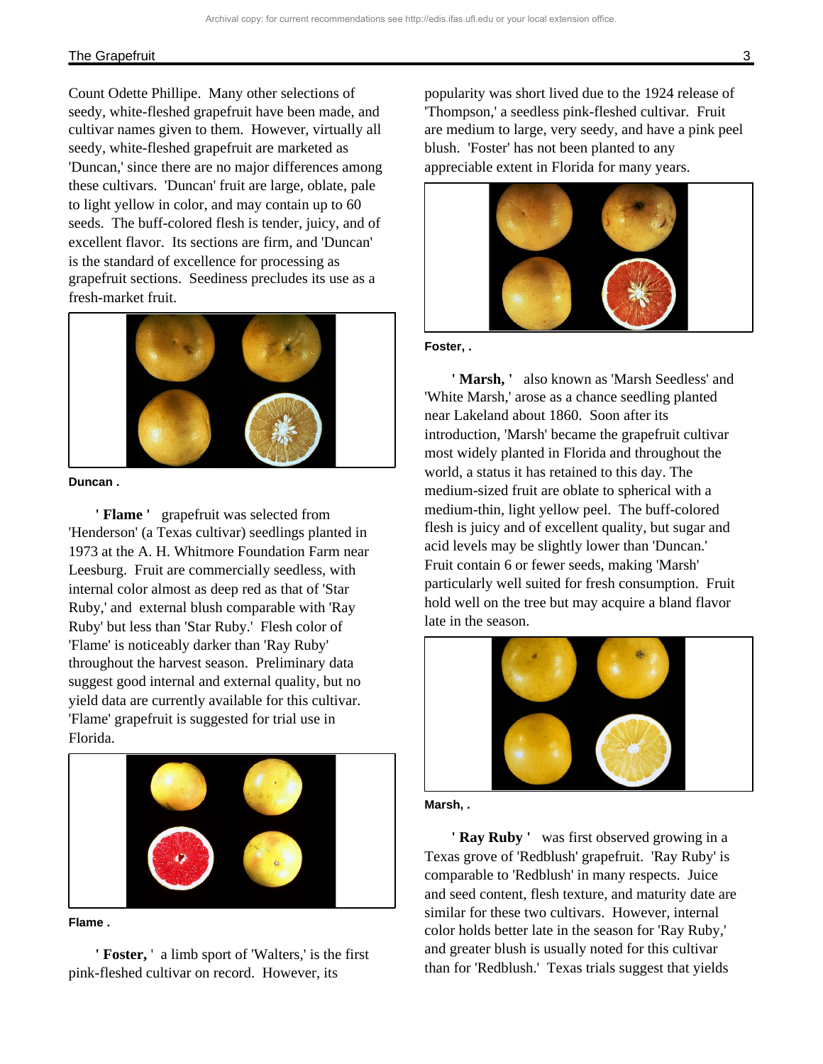Count Odette Phillipe. Many other selections of seedy, white-fleshed grapefruit have been made, and cultivar names given to them. However, virtually all seedy, white-fleshed grapefruit are marketed as 'Duncan,' since there are no major differences among these cultivars. 'Duncan' fruit are large, oblate, pale to light yellow in color, and may contain up to 60 seeds. The buff-colored flesh is tender, juicy, and of excellent flavor. Its sections are firm, and 'Duncan' is the standard of excellence for processing as grapefruit sections. Seediness precludes its use as a fresh-market fruit.

**Duncan .**

**' Flame '** grapefruit was selected from 'Henderson' (a Texas cultivar) seedlings planted in 1973 at the A. H. Whitmore Foundation Farm near Leesburg. Fruit are commercially seedless, with internal color almost as deep red as that of 'Star Ruby,' and external blush comparable with 'Ray Ruby' but less than 'Star Ruby.' Flesh color of 'Flame' is noticeably darker than 'Ray Ruby' throughout the harvest season. Preliminary data suggest good internal and external quality, but no yield data are currently available for this cultivar. 'Flame' grapefruit is suggested for trial use in Florida.

**Flame .**

**' Foster, '** a limb sport of 'Walters,' is the first pink-fleshed cultivar on record. However, its popularity was short lived due to the 1924 release of 'Thompson,' a seedless pink-fleshed cultivar. Fruit are medium to large, very seedy, and have a pink peel blush. 'Foster' has not been planted to any appreciable extent in Florida for many years.

**Foster, .**

**' Marsh, '** also known as 'Marsh Seedless' and 'White Marsh,' arose as a chance seedling planted near Lakeland about 1860. Soon after its introduction, 'Marsh' became the grapefruit cultivar most widely planted in Florida and throughout the world, a status it has retained to this day. The medium-sized fruit are oblate to spherical with a medium-thin, light yellow peel. The buff-colored flesh is juicy and of excellent quality, but sugar and acid levels may be slightly lower than 'Duncan.' Fruit contain 6 or fewer seeds, making 'Marsh' particularly well suited for fresh consumption. Fruit hold well on the tree but may acquire a bland flavor late in the season.

**Marsh, .**

**' Ray Ruby '** was first observed growing in a Texas grove of 'Redblush' grapefruit. 'Ray Ruby' is comparable to 'Redblush' in many respects. Juice and seed content, flesh texture, and maturity date are similar for these two cultivars. However, internal color holds better late in the season for 'Ray Ruby,' and greater blush is usually noted for this cultivar than for 'Redblush.' Texas trials suggest that yields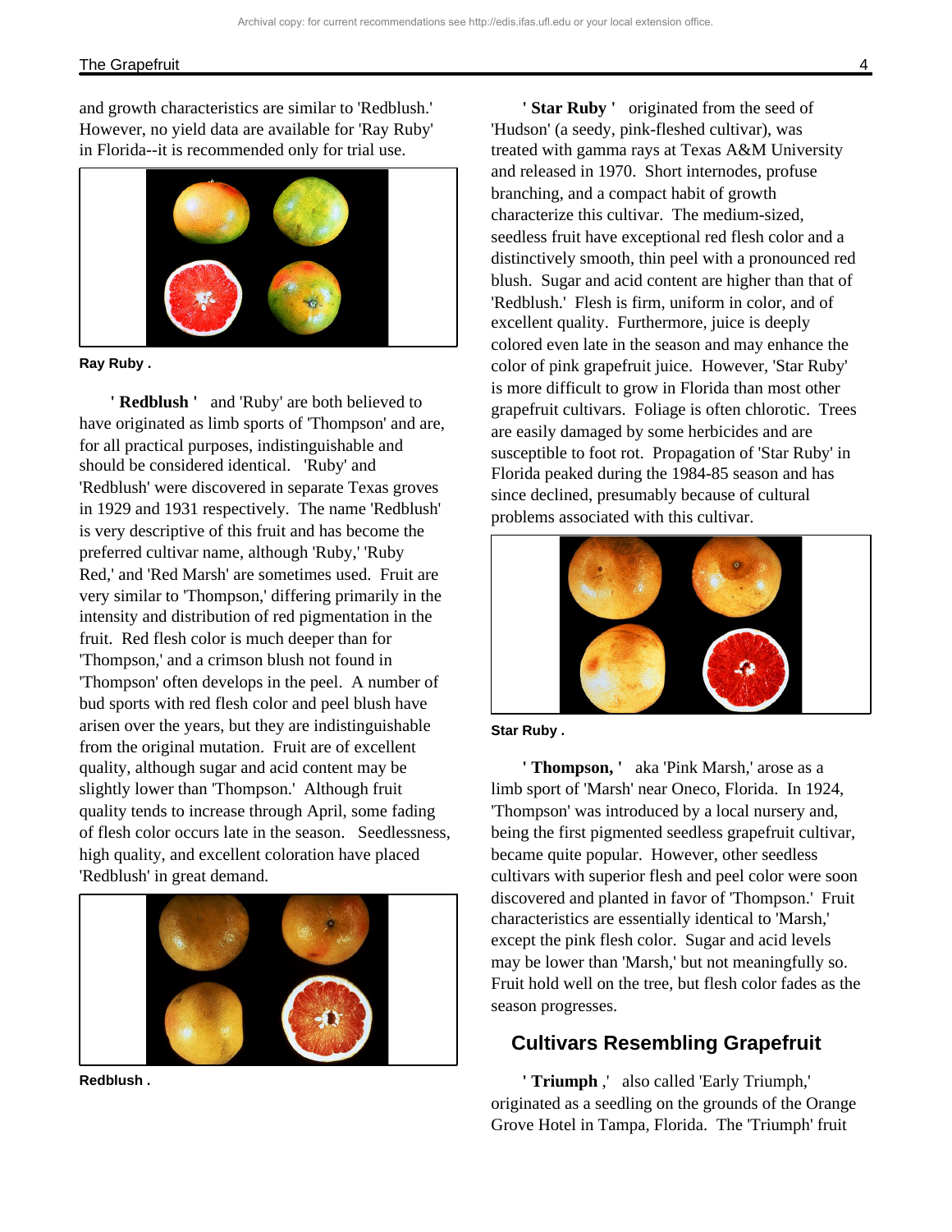and growth characteristics are similar to 'Redblush.' However, no yield data are available for 'Ray Ruby' in Florida--it is recommended only for trial use.

**Ray Ruby .**

**' Redblush '** and 'Ruby' are both believed to have originated as limb sports of 'Thompson' and are, for all practical purposes, indistinguishable and should be considered identical. 'Ruby' and 'Redblush' were discovered in separate Texas groves in 1929 and 1931 respectively. The name 'Redblush' is very descriptive of this fruit and has become the preferred cultivar name, although 'Ruby,' 'Ruby Red,' and 'Red Marsh' are sometimes used. Fruit are very similar to 'Thompson,' differing primarily in the intensity and distribution of red pigmentation in the fruit. Red flesh color is much deeper than for 'Thompson,' and a crimson blush not found in 'Thompson' often develops in the peel. A number of bud sports with red flesh color and peel blush have arisen over the years, but they are indistinguishable from the original mutation. Fruit are of excellent quality, although sugar and acid content may be slightly lower than 'Thompson.' Although fruit quality tends to increase through April, some fading of flesh color occurs late in the season. Seedlessness, high quality, and excellent coloration have placed 'Redblush' in great demand.

**Redblush .**

**' Star Ruby '** originated from the seed of 'Hudson' (a seedy, pink-fleshed cultivar), was treated with gamma rays at Texas A&M University and released in 1970. Short internodes, profuse branching, and a compact habit of growth characterize this cultivar. The medium-sized, seedless fruit have exceptional red flesh color and a distinctively smooth, thin peel with a pronounced red blush. Sugar and acid content are higher than that of 'Redblush.' Flesh is firm, uniform in color, and of excellent quality. Furthermore, juice is deeply colored even late in the season and may enhance the color of pink grapefruit juice. However, 'Star Ruby' is more difficult to grow in Florida than most other grapefruit cultivars. Foliage is often chlorotic. Trees are easily damaged by some herbicides and are susceptible to foot rot. Propagation of 'Star Ruby' in Florida peaked during the 1984-85 season and has since declined, presumably because of cultural problems associated with this cultivar.

**Star Ruby .**

**' Thompson, '** aka 'Pink Marsh,' arose as a limb sport of 'Marsh' near Oneco, Florida. In 1924, 'Thompson' was introduced by a local nursery and, being the first pigmented seedless grapefruit cultivar, became quite popular. However, other seedless cultivars with superior flesh and peel color were soon discovered and planted in favor of 'Thompson.' Fruit characteristics are essentially identical to 'Marsh,' except the pink flesh color. Sugar and acid levels may be lower than 'Marsh,' but not meaningfully so. Fruit hold well on the tree, but flesh color fades as the season progresses.

## Cultivars Resembling Grapefruit

**' Triumph ,'** also called 'Early Triumph,' originated as a seedling on the grounds of the Orange Grove Hotel in Tampa, Florida. The 'Triumph' fruit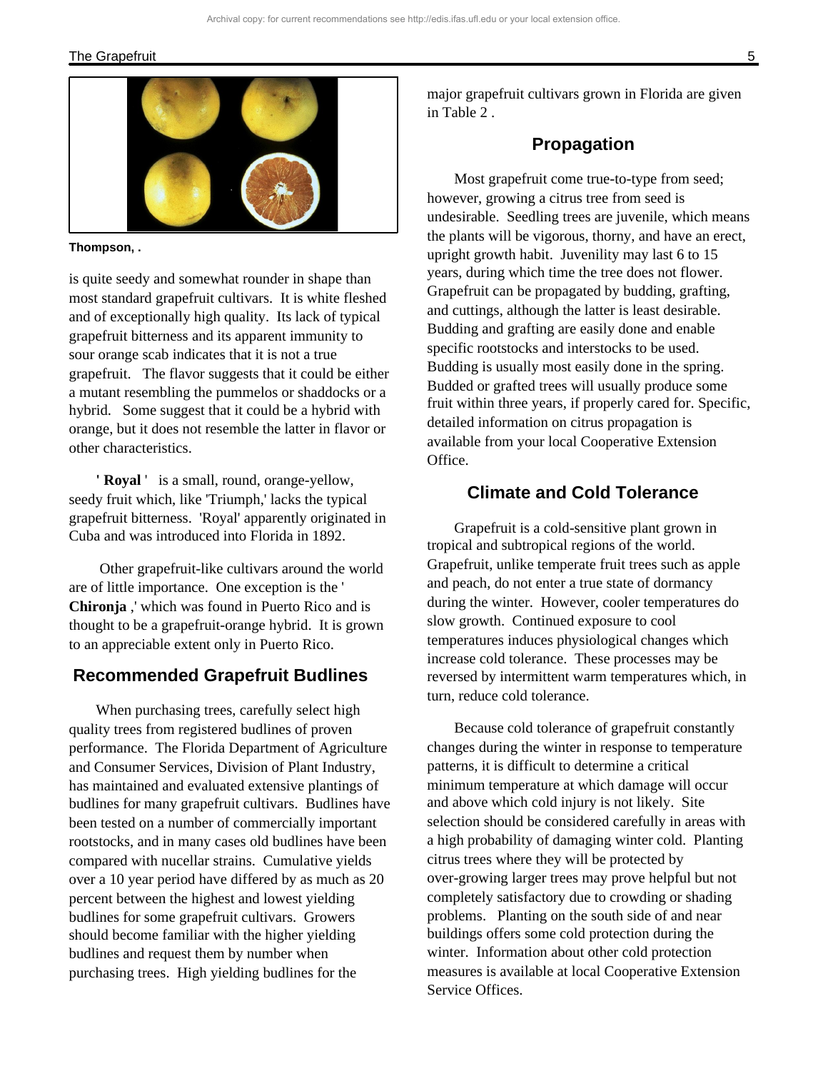**Thompson, .**

is quite seedy and somewhat rounder in shape than most standard grapefruit cultivars. It is white fleshed and of exceptionally high quality. Its lack of typical grapefruit bitterness and its apparent immunity to sour orange scab indicates that it is not a true grapefruit. The flavor suggests that it could be either a mutant resembling the pummelos or shaddocks or a hybrid. Some suggest that it could be a hybrid with orange, but it does not resemble the latter in flavor or other characteristics.

'**Royal**' is a small, round, orange-yellow, seedy fruit which, like 'Triumph,' lacks the typical grapefruit bitterness. 'Royal' apparently originated in Cuba and was introduced into Florida in 1892.

Other grapefruit-like cultivars around the world are of little importance. One exception is the '**Chironja**,' which was found in Puerto Rico and is thought to be a grapefruit-orange hybrid. It is grown to an appreciable extent only in Puerto Rico.

## Recommended Grapefruit Budlines

When purchasing trees, carefully select high quality trees from registered budlines of proven performance. The Florida Department of Agriculture and Consumer Services, Division of Plant Industry, has maintained and evaluated extensive plantings of budlines for many grapefruit cultivars. Budlines have been tested on a number of commercially important rootstocks, and in many cases old budlines have been compared with nucellar strains. Cumulative yields over a 10 year period have differed by as much as 20 percent between the highest and lowest yielding budlines for some grapefruit cultivars. Growers should become familiar with the higher yielding budlines and request them by number when purchasing trees. High yielding budlines for the major grapefruit cultivars grown in Florida are given in Table 2 .

## Propagation

Most grapefruit come true-to-type from seed; however, growing a citrus tree from seed is undesirable. Seedling trees are juvenile, which means the plants will be vigorous, thorny, and have an erect, upright growth habit. Juvenility may last 6 to 15 years, during which time the tree does not flower. Grapefruit can be propagated by budding, grafting, and cuttings, although the latter is least desirable. Budding and grafting are easily done and enable specific rootstocks and interstocks to be used. Budding is usually most easily done in the spring. Budded or grafted trees will usually produce some fruit within three years, if properly cared for. Specific, detailed information on citrus propagation is available from your local Cooperative Extension Office.

## Climate and Cold Tolerance

Grapefruit is a cold-sensitive plant grown in tropical and subtropical regions of the world. Grapefruit, unlike temperate fruit trees such as apple and peach, do not enter a true state of dormancy during the winter. However, cooler temperatures do slow growth. Continued exposure to cool temperatures induces physiological changes which increase cold tolerance. These processes may be reversed by intermittent warm temperatures which, in turn, reduce cold tolerance.

Because cold tolerance of grapefruit constantly changes during the winter in response to temperature patterns, it is difficult to determine a critical minimum temperature at which damage will occur and above which cold injury is not likely. Site selection should be considered carefully in areas with a high probability of damaging winter cold. Planting citrus trees where they will be protected by over-growing larger trees may prove helpful but not completely satisfactory due to crowding or shading problems. Planting on the south side of and near buildings offers some cold protection during the winter. Information about other cold protection measures is available at local Cooperative Extension Service Offices.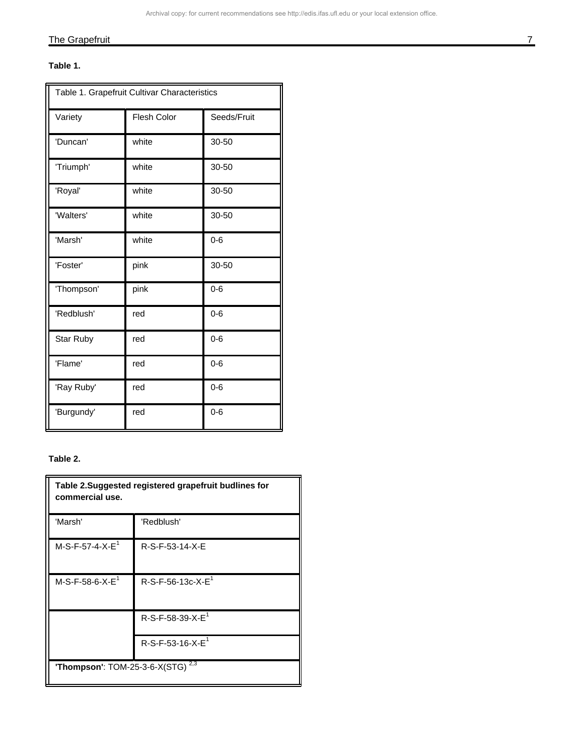**Table 1.**

| Table 1. Grapefruit Cultivar Characteristics | | |
|---|---|---|
| Variety | Flesh Color | Seeds/Fruit |
| 'Duncan' | white | 30-50 |
| 'Triumph' | white | 30-50 |
| 'Royal' | white | 30-50 |
| 'Walters' | white | 30-50 |
| 'Marsh' | white | 0-6 |
| 'Foster' | pink | 30-50 |
| 'Thompson' | pink | 0-6 |
| 'Redblush' | red | 0-6 |
| Star Ruby | red | 0-6 |
| 'Flame' | red | 0-6 |
| 'Ray Ruby' | red | 0-6 |
| 'Burgundy' | red | 0-6 |

**Table 2.**

| **Table 2.Suggested registered grapefruit budlines for commercial use.** | |
|---|---|
| 'Marsh' | 'Redblush' |
| M-S-F-57-4-X-E[1] | R-S-F-53-14-X-E |
| M-S-F-58-6-X-E[1] | R-S-F-56-13c-X-E[1] |
| | R-S-F-58-39-X-E[1] |
| | R-S-F-53-16-X-E[1] |
| **'Thompson'**: TOM-25-3-6-X(STG) [2,3] | |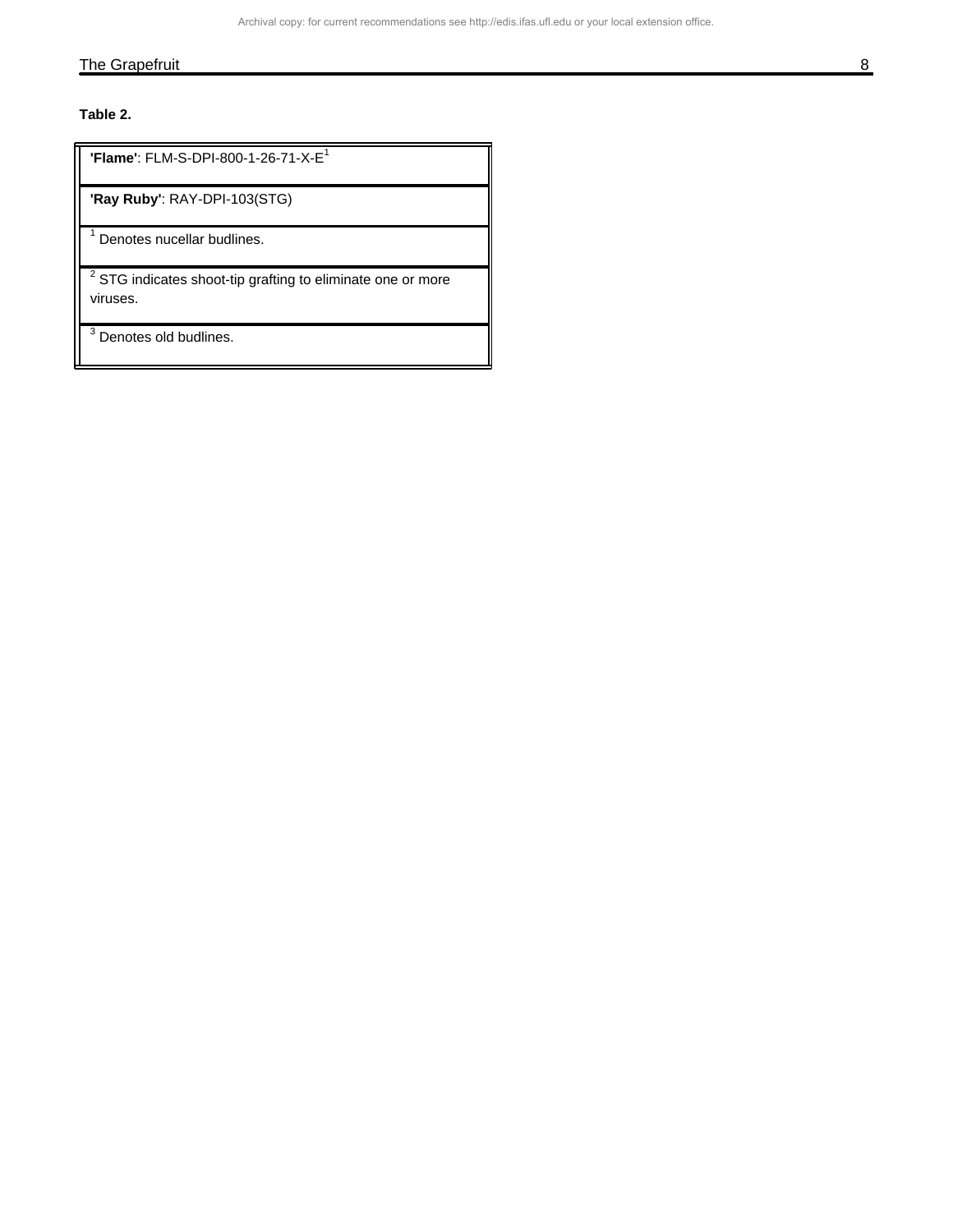**Table 2.**

| |
|---|
| **'Flame'**: FLM-S-DPI-800-1-26-71-X-E[1] |
| **'Ray Ruby'**: RAY-DPI-103(STG) |
| [1] Denotes nucellar budlines. |
| [2] STG indicates shoot-tip grafting to eliminate one or more viruses. |
| [3] Denotes old budlines. |